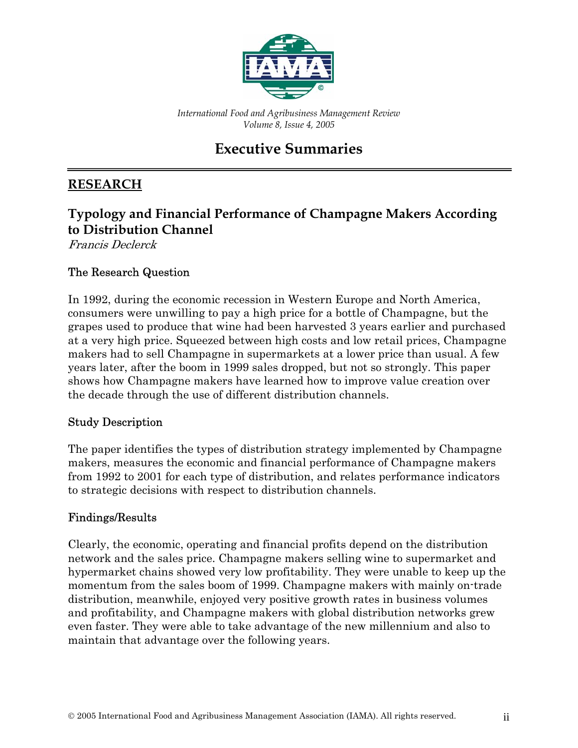*International Food and Agribusiness Management Review*
*Volume 8, Issue 4, 2005*

# Executive Summaries

## RESEARCH

### Typology and Financial Performance of Champagne Makers According to Distribution Channel

*Francis Declerck*

#### The Research Question

In 1992, during the economic recession in Western Europe and North America, consumers were unwilling to pay a high price for a bottle of Champagne, but the grapes used to produce that wine had been harvested 3 years earlier and purchased at a very high price. Squeezed between high costs and low retail prices, Champagne makers had to sell Champagne in supermarkets at a lower price than usual. A few years later, after the boom in 1999 sales dropped, but not so strongly. This paper shows how Champagne makers have learned how to improve value creation over the decade through the use of different distribution channels.

#### Study Description

The paper identifies the types of distribution strategy implemented by Champagne makers, measures the economic and financial performance of Champagne makers from 1992 to 2001 for each type of distribution, and relates performance indicators to strategic decisions with respect to distribution channels.

#### Findings/Results

Clearly, the economic, operating and financial profits depend on the distribution network and the sales price. Champagne makers selling wine to supermarket and hypermarket chains showed very low profitability. They were unable to keep up the momentum from the sales boom of 1999. Champagne makers with mainly on-trade distribution, meanwhile, enjoyed very positive growth rates in business volumes and profitability, and Champagne makers with global distribution networks grew even faster. They were able to take advantage of the new millennium and also to maintain that advantage over the following years.

© 2005 International Food and Agribusiness Management Association (IAMA). All rights reserved.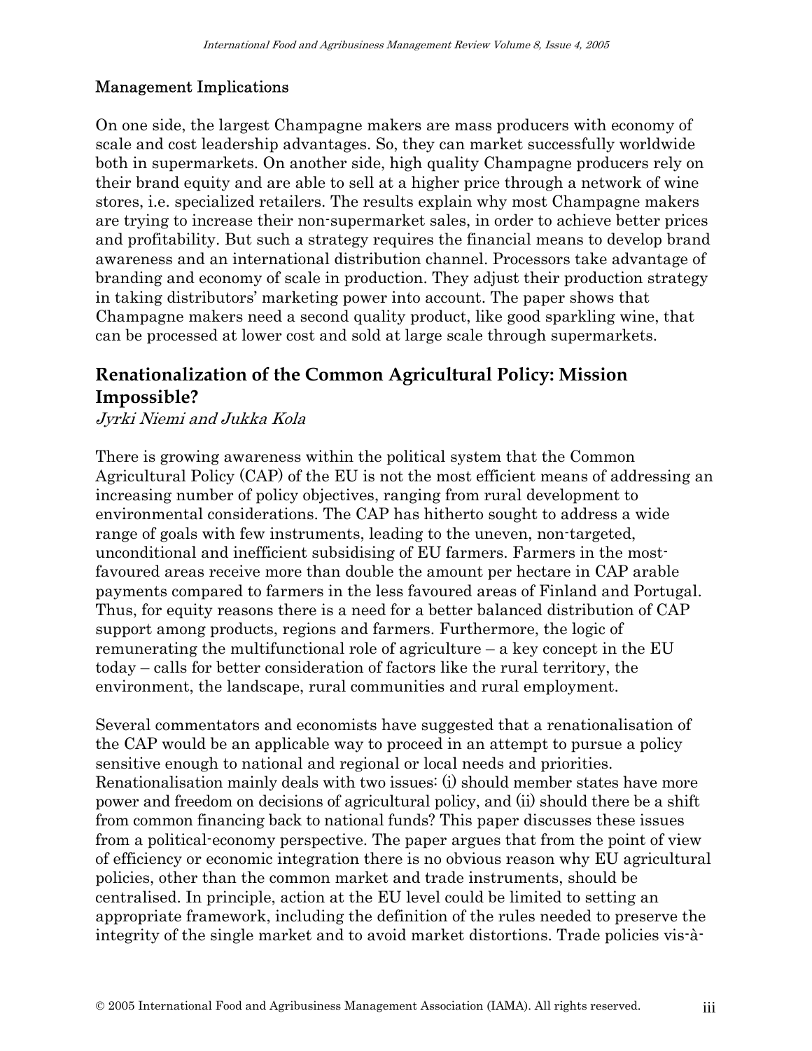### Management Implications

On one side, the largest Champagne makers are mass producers with economy of scale and cost leadership advantages. So, they can market successfully worldwide both in supermarkets. On another side, high quality Champagne producers rely on their brand equity and are able to sell at a higher price through a network of wine stores, i.e. specialized retailers. The results explain why most Champagne makers are trying to increase their non-supermarket sales, in order to achieve better prices and profitability. But such a strategy requires the financial means to develop brand awareness and an international distribution channel. Processors take advantage of branding and economy of scale in production. They adjust their production strategy in taking distributors' marketing power into account. The paper shows that Champagne makers need a second quality product, like good sparkling wine, that can be processed at lower cost and sold at large scale through supermarkets.

## Renationalization of the Common Agricultural Policy: Mission Impossible?

*Jyrki Niemi and Jukka Kola*

There is growing awareness within the political system that the Common Agricultural Policy (CAP) of the EU is not the most efficient means of addressing an increasing number of policy objectives, ranging from rural development to environmental considerations. The CAP has hitherto sought to address a wide range of goals with few instruments, leading to the uneven, non-targeted, unconditional and inefficient subsidising of EU farmers. Farmers in the most-favoured areas receive more than double the amount per hectare in CAP arable payments compared to farmers in the less favoured areas of Finland and Portugal. Thus, for equity reasons there is a need for a better balanced distribution of CAP support among products, regions and farmers. Furthermore, the logic of remunerating the multifunctional role of agriculture – a key concept in the EU today – calls for better consideration of factors like the rural territory, the environment, the landscape, rural communities and rural employment.

Several commentators and economists have suggested that a renationalisation of the CAP would be an applicable way to proceed in an attempt to pursue a policy sensitive enough to national and regional or local needs and priorities. Renationalisation mainly deals with two issues: (i) should member states have more power and freedom on decisions of agricultural policy, and (ii) should there be a shift from common financing back to national funds? This paper discusses these issues from a political-economy perspective. The paper argues that from the point of view of efficiency or economic integration there is no obvious reason why EU agricultural policies, other than the common market and trade instruments, should be centralised. In principle, action at the EU level could be limited to setting an appropriate framework, including the definition of the rules needed to preserve the integrity of the single market and to avoid market distortions. Trade policies vis-à-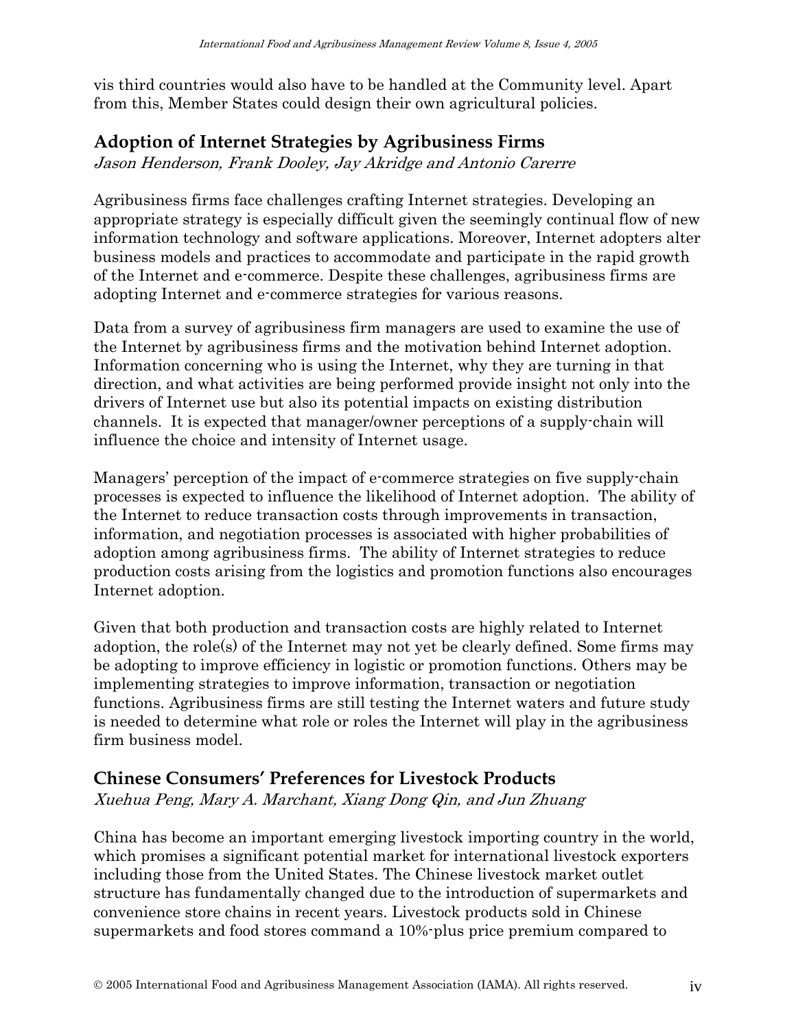vis third countries would also have to be handled at the Community level. Apart from this, Member States could design their own agricultural policies.

## Adoption of Internet Strategies by Agribusiness Firms

*Jason Henderson, Frank Dooley, Jay Akridge and Antonio Carerre*

Agribusiness firms face challenges crafting Internet strategies. Developing an appropriate strategy is especially difficult given the seemingly continual flow of new information technology and software applications. Moreover, Internet adopters alter business models and practices to accommodate and participate in the rapid growth of the Internet and e-commerce. Despite these challenges, agribusiness firms are adopting Internet and e-commerce strategies for various reasons.

Data from a survey of agribusiness firm managers are used to examine the use of the Internet by agribusiness firms and the motivation behind Internet adoption. Information concerning who is using the Internet, why they are turning in that direction, and what activities are being performed provide insight not only into the drivers of Internet use but also its potential impacts on existing distribution channels. It is expected that manager/owner perceptions of a supply-chain will influence the choice and intensity of Internet usage.

Managers' perception of the impact of e-commerce strategies on five supply-chain processes is expected to influence the likelihood of Internet adoption. The ability of the Internet to reduce transaction costs through improvements in transaction, information, and negotiation processes is associated with higher probabilities of adoption among agribusiness firms. The ability of Internet strategies to reduce production costs arising from the logistics and promotion functions also encourages Internet adoption.

Given that both production and transaction costs are highly related to Internet adoption, the role(s) of the Internet may not yet be clearly defined. Some firms may be adopting to improve efficiency in logistic or promotion functions. Others may be implementing strategies to improve information, transaction or negotiation functions. Agribusiness firms are still testing the Internet waters and future study is needed to determine what role or roles the Internet will play in the agribusiness firm business model.

## Chinese Consumers' Preferences for Livestock Products

*Xuehua Peng, Mary A. Marchant, Xiang Dong Qin, and Jun Zhuang*

China has become an important emerging livestock importing country in the world, which promises a significant potential market for international livestock exporters including those from the United States. The Chinese livestock market outlet structure has fundamentally changed due to the introduction of supermarkets and convenience store chains in recent years. Livestock products sold in Chinese supermarkets and food stores command a 10%-plus price premium compared to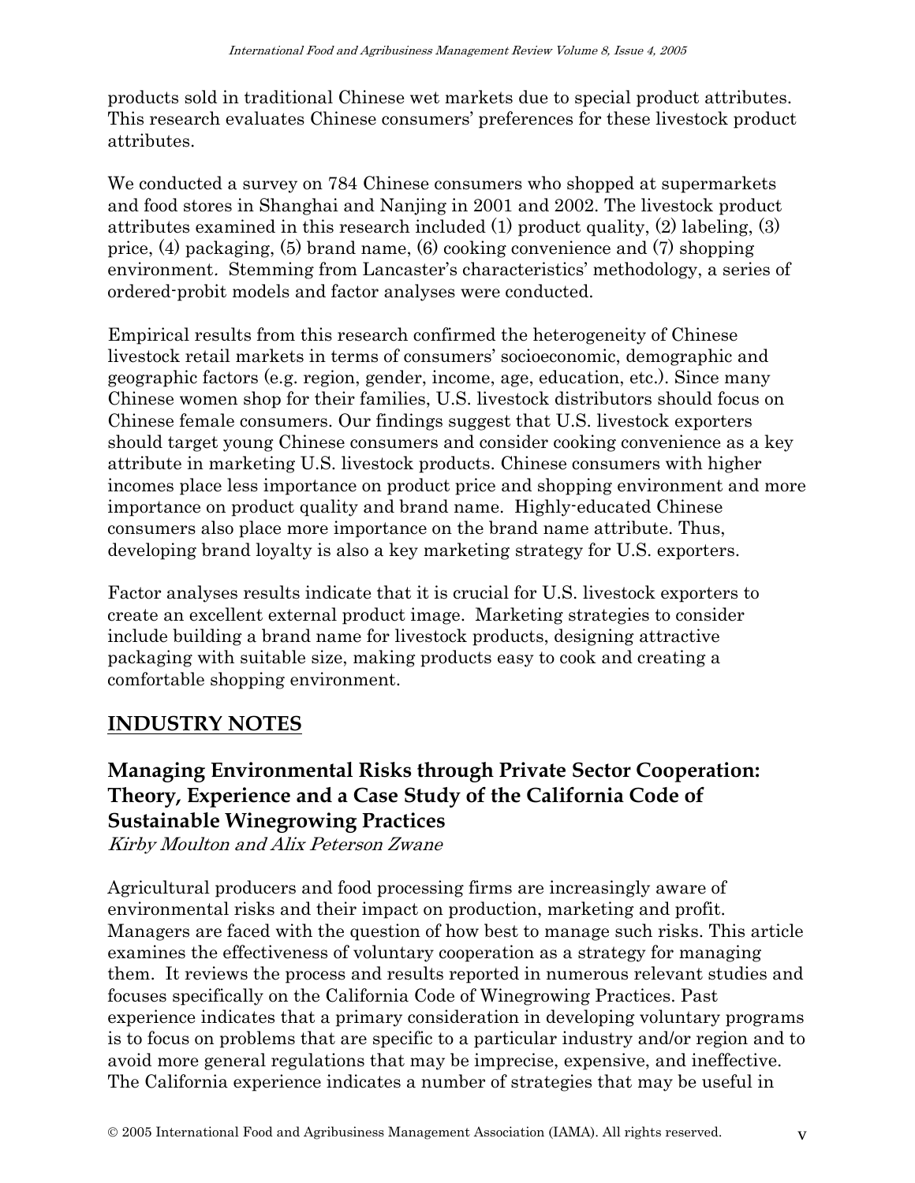products sold in traditional Chinese wet markets due to special product attributes. This research evaluates Chinese consumers' preferences for these livestock product attributes.

We conducted a survey on 784 Chinese consumers who shopped at supermarkets and food stores in Shanghai and Nanjing in 2001 and 2002. The livestock product attributes examined in this research included (1) product quality, (2) labeling, (3) price, (4) packaging, (5) brand name, (6) cooking convenience and (7) shopping environment. Stemming from Lancaster's characteristics' methodology, a series of ordered-probit models and factor analyses were conducted.

Empirical results from this research confirmed the heterogeneity of Chinese livestock retail markets in terms of consumers' socioeconomic, demographic and geographic factors (e.g. region, gender, income, age, education, etc.). Since many Chinese women shop for their families, U.S. livestock distributors should focus on Chinese female consumers. Our findings suggest that U.S. livestock exporters should target young Chinese consumers and consider cooking convenience as a key attribute in marketing U.S. livestock products. Chinese consumers with higher incomes place less importance on product price and shopping environment and more importance on product quality and brand name. Highly-educated Chinese consumers also place more importance on the brand name attribute. Thus, developing brand loyalty is also a key marketing strategy for U.S. exporters.

Factor analyses results indicate that it is crucial for U.S. livestock exporters to create an excellent external product image. Marketing strategies to consider include building a brand name for livestock products, designing attractive packaging with suitable size, making products easy to cook and creating a comfortable shopping environment.

## INDUSTRY NOTES

### Managing Environmental Risks through Private Sector Cooperation: Theory, Experience and a Case Study of the California Code of Sustainable Winegrowing Practices

*Kirby Moulton and Alix Peterson Zwane*

Agricultural producers and food processing firms are increasingly aware of environmental risks and their impact on production, marketing and profit. Managers are faced with the question of how best to manage such risks. This article examines the effectiveness of voluntary cooperation as a strategy for managing them. It reviews the process and results reported in numerous relevant studies and focuses specifically on the California Code of Winegrowing Practices. Past experience indicates that a primary consideration in developing voluntary programs is to focus on problems that are specific to a particular industry and/or region and to avoid more general regulations that may be imprecise, expensive, and ineffective. The California experience indicates a number of strategies that may be useful in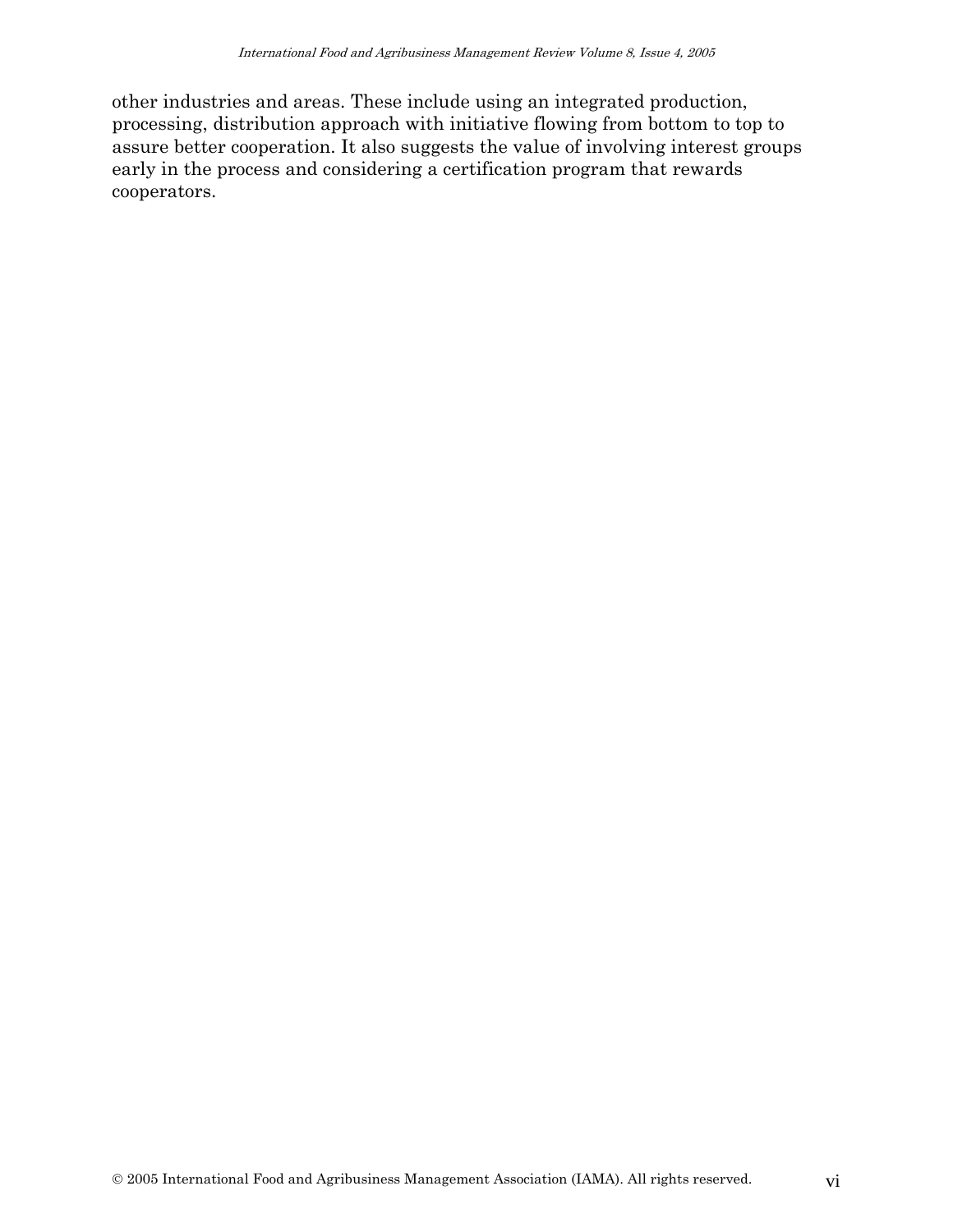other industries and areas. These include using an integrated production, processing, distribution approach with initiative flowing from bottom to top to assure better cooperation. It also suggests the value of involving interest groups early in the process and considering a certification program that rewards cooperators.